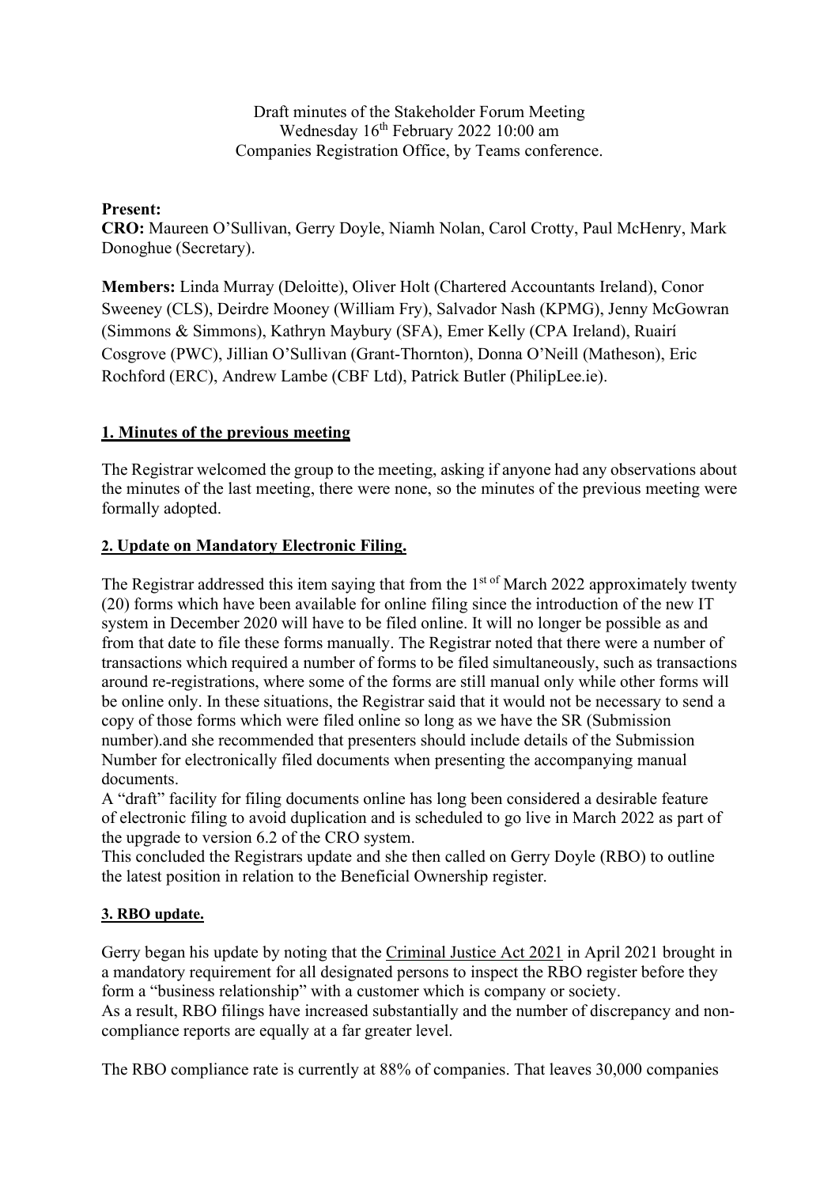Draft minutes of the Stakeholder Forum Meeting
Wednesday 16th February 2022 10:00 am
Companies Registration Office, by Teams conference.

**Present:**

**CRO:** Maureen O'Sullivan, Gerry Doyle, Niamh Nolan, Carol Crotty, Paul McHenry, Mark Donoghue (Secretary).

**Members:** Linda Murray (Deloitte), Oliver Holt (Chartered Accountants Ireland), Conor Sweeney (CLS), Deirdre Mooney (William Fry), Salvador Nash (KPMG), Jenny McGowran (Simmons & Simmons), Kathryn Maybury (SFA), Emer Kelly (CPA Ireland), Ruairí Cosgrove (PWC), Jillian O'Sullivan (Grant-Thornton), Donna O'Neill (Matheson), Eric Rochford (ERC), Andrew Lambe (CBF Ltd), Patrick Butler (PhilipLee.ie).

## 1. Minutes of the previous meeting

The Registrar welcomed the group to the meeting, asking if anyone had any observations about the minutes of the last meeting, there were none, so the minutes of the previous meeting were formally adopted.

## 2. Update on Mandatory Electronic Filing.

The Registrar addressed this item saying that from the 1st of March 2022 approximately twenty (20) forms which have been available for online filing since the introduction of the new IT system in December 2020 will have to be filed online. It will no longer be possible as and from that date to file these forms manually. The Registrar noted that there were a number of transactions which required a number of forms to be filed simultaneously, such as transactions around re-registrations, where some of the forms are still manual only while other forms will be online only. In these situations, the Registrar said that it would not be necessary to send a copy of those forms which were filed online so long as we have the SR (Submission number).and she recommended that presenters should include details of the Submission Number for electronically filed documents when presenting the accompanying manual documents.

A "draft" facility for filing documents online has long been considered a desirable feature of electronic filing to avoid duplication and is scheduled to go live in March 2022 as part of the upgrade to version 6.2 of the CRO system.

This concluded the Registrars update and she then called on Gerry Doyle (RBO) to outline the latest position in relation to the Beneficial Ownership register.

## 3. RBO update.

Gerry began his update by noting that the Criminal Justice Act 2021 in April 2021 brought in a mandatory requirement for all designated persons to inspect the RBO register before they form a "business relationship" with a customer which is company or society.

As a result, RBO filings have increased substantially and the number of discrepancy and non-compliance reports are equally at a far greater level.

The RBO compliance rate is currently at 88% of companies. That leaves 30,000 companies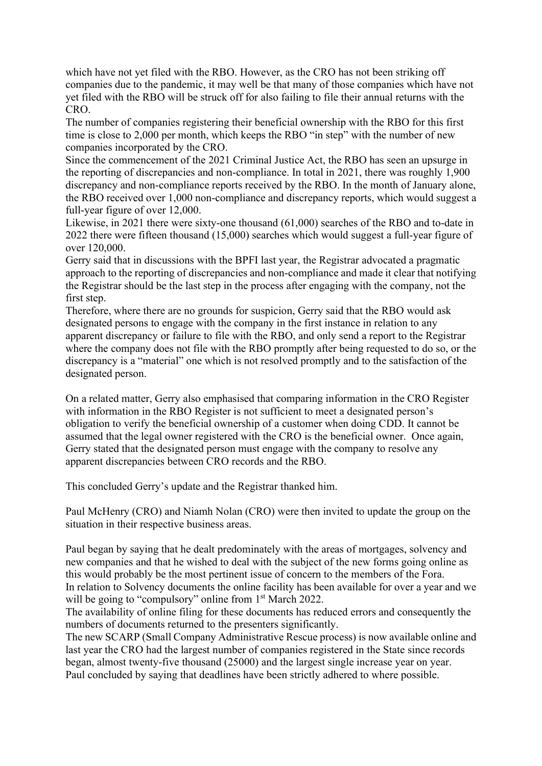which have not yet filed with the RBO. However, as the CRO has not been striking off companies due to the pandemic, it may well be that many of those companies which have not yet filed with the RBO will be struck off for also failing to file their annual returns with the CRO.

The number of companies registering their beneficial ownership with the RBO for this first time is close to 2,000 per month, which keeps the RBO "in step" with the number of new companies incorporated by the CRO.

Since the commencement of the 2021 Criminal Justice Act, the RBO has seen an upsurge in the reporting of discrepancies and non-compliance. In total in 2021, there was roughly 1,900 discrepancy and non-compliance reports received by the RBO. In the month of January alone, the RBO received over 1,000 non-compliance and discrepancy reports, which would suggest a full-year figure of over 12,000.

Likewise, in 2021 there were sixty-one thousand (61,000) searches of the RBO and to-date in 2022 there were fifteen thousand (15,000) searches which would suggest a full-year figure of over 120,000.

Gerry said that in discussions with the BPFI last year, the Registrar advocated a pragmatic approach to the reporting of discrepancies and non-compliance and made it clear that notifying the Registrar should be the last step in the process after engaging with the company, not the first step.

Therefore, where there are no grounds for suspicion, Gerry said that the RBO would ask designated persons to engage with the company in the first instance in relation to any apparent discrepancy or failure to file with the RBO, and only send a report to the Registrar where the company does not file with the RBO promptly after being requested to do so, or the discrepancy is a "material" one which is not resolved promptly and to the satisfaction of the designated person.

On a related matter, Gerry also emphasised that comparing information in the CRO Register with information in the RBO Register is not sufficient to meet a designated person's obligation to verify the beneficial ownership of a customer when doing CDD. It cannot be assumed that the legal owner registered with the CRO is the beneficial owner. Once again, Gerry stated that the designated person must engage with the company to resolve any apparent discrepancies between CRO records and the RBO.

This concluded Gerry's update and the Registrar thanked him.

Paul McHenry (CRO) and Niamh Nolan (CRO) were then invited to update the group on the situation in their respective business areas.

Paul began by saying that he dealt predominately with the areas of mortgages, solvency and new companies and that he wished to deal with the subject of the new forms going online as this would probably be the most pertinent issue of concern to the members of the Fora.

In relation to Solvency documents the online facility has been available for over a year and we will be going to "compulsory" online from 1st March 2022.

The availability of online filing for these documents has reduced errors and consequently the numbers of documents returned to the presenters significantly.

The new SCARP (Small Company Administrative Rescue process) is now available online and last year the CRO had the largest number of companies registered in the State since records began, almost twenty-five thousand (25000) and the largest single increase year on year.

Paul concluded by saying that deadlines have been strictly adhered to where possible.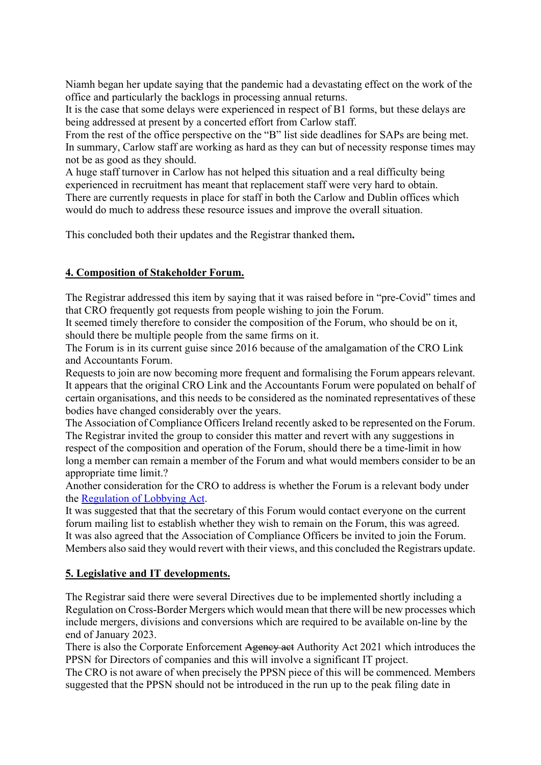Niamh began her update saying that the pandemic had a devastating effect on the work of the office and particularly the backlogs in processing annual returns.
It is the case that some delays were experienced in respect of B1 forms, but these delays are being addressed at present by a concerted effort from Carlow staff.
From the rest of the office perspective on the "B" list side deadlines for SAPs are being met.
In summary, Carlow staff are working as hard as they can but of necessity response times may not be as good as they should.
A huge staff turnover in Carlow has not helped this situation and a real difficulty being experienced in recruitment has meant that replacement staff were very hard to obtain.
There are currently requests in place for staff in both the Carlow and Dublin offices which would do much to address these resource issues and improve the overall situation.

This concluded both their updates and the Registrar thanked them**.**

## 4. Composition of Stakeholder Forum.

The Registrar addressed this item by saying that it was raised before in "pre-Covid" times and that CRO frequently got requests from people wishing to join the Forum.
It seemed timely therefore to consider the composition of the Forum, who should be on it, should there be multiple people from the same firms on it.
The Forum is in its current guise since 2016 because of the amalgamation of the CRO Link and Accountants Forum.
Requests to join are now becoming more frequent and formalising the Forum appears relevant.
It appears that the original CRO Link and the Accountants Forum were populated on behalf of certain organisations, and this needs to be considered as the nominated representatives of these bodies have changed considerably over the years.
The Association of Compliance Officers Ireland recently asked to be represented on the Forum.
The Registrar invited the group to consider this matter and revert with any suggestions in respect of the composition and operation of the Forum, should there be a time-limit in how long a member can remain a member of the Forum and what would members consider to be an appropriate time limit.?
Another consideration for the CRO to address is whether the Forum is a relevant body under the Regulation of Lobbying Act.
It was suggested that that the secretary of this Forum would contact everyone on the current forum mailing list to establish whether they wish to remain on the Forum, this was agreed.
It was also agreed that the Association of Compliance Officers be invited to join the Forum.
Members also said they would revert with their views, and this concluded the Registrars update.

## 5. Legislative and IT developments.

The Registrar said there were several Directives due to be implemented shortly including a Regulation on Cross-Border Mergers which would mean that there will be new processes which include mergers, divisions and conversions which are required to be available on-line by the end of January 2023.
There is also the Corporate Enforcement ~~Agency act~~ Authority Act 2021 which introduces the PPSN for Directors of companies and this will involve a significant IT project.
The CRO is not aware of when precisely the PPSN piece of this will be commenced. Members suggested that the PPSN should not be introduced in the run up to the peak filing date in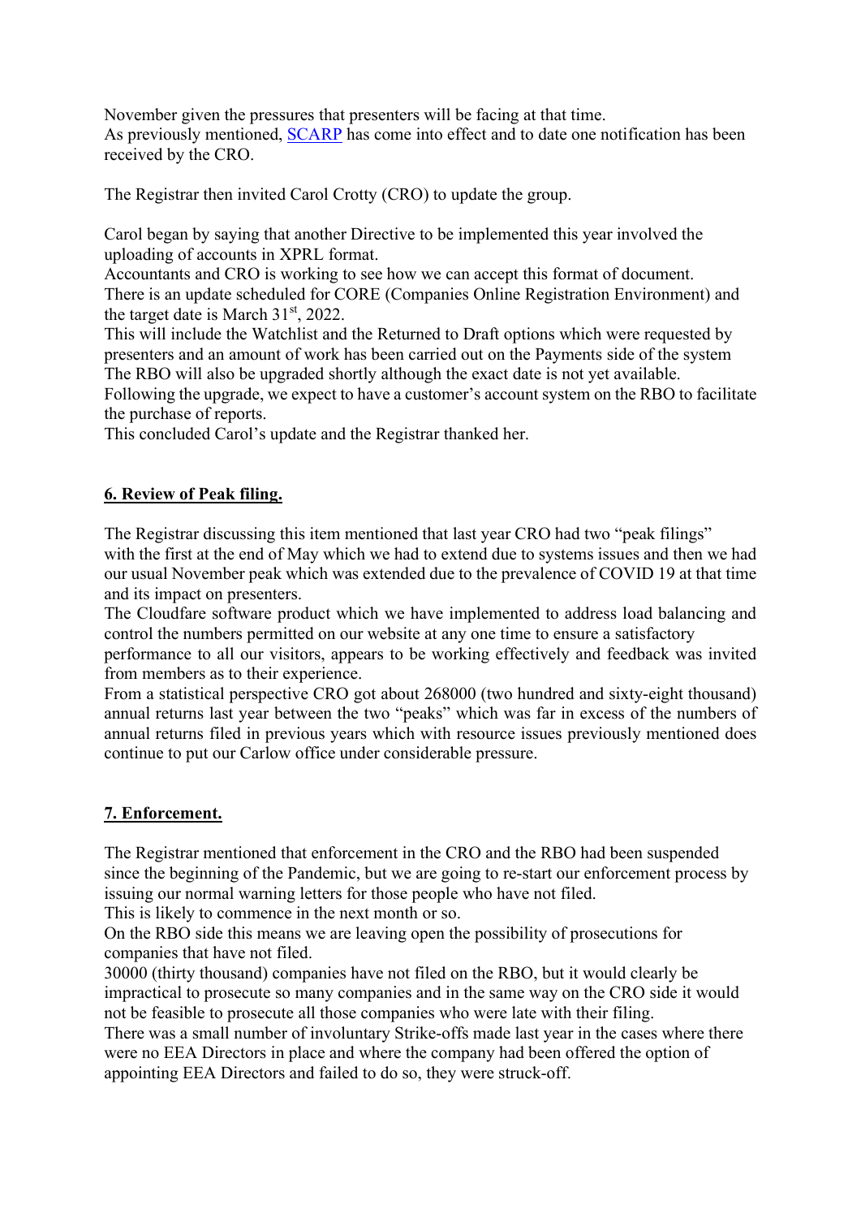November given the pressures that presenters will be facing at that time.
As previously mentioned, [SCARP] has come into effect and to date one notification has been received by the CRO.

The Registrar then invited Carol Crotty (CRO) to update the group.

Carol began by saying that another Directive to be implemented this year involved the uploading of accounts in XPRL format.
Accountants and CRO is working to see how we can accept this format of document.
There is an update scheduled for CORE (Companies Online Registration Environment) and the target date is March 31st, 2022.
This will include the Watchlist and the Returned to Draft options which were requested by presenters and an amount of work has been carried out on the Payments side of the system
The RBO will also be upgraded shortly although the exact date is not yet available.
Following the upgrade, we expect to have a customer's account system on the RBO to facilitate the purchase of reports.
This concluded Carol's update and the Registrar thanked her.

## 6. Review of Peak filing.

The Registrar discussing this item mentioned that last year CRO had two "peak filings" with the first at the end of May which we had to extend due to systems issues and then we had our usual November peak which was extended due to the prevalence of COVID 19 at that time and its impact on presenters.
The Cloudfare software product which we have implemented to address load balancing and control the numbers permitted on our website at any one time to ensure a satisfactory performance to all our visitors, appears to be working effectively and feedback was invited from members as to their experience.
From a statistical perspective CRO got about 268000 (two hundred and sixty-eight thousand) annual returns last year between the two "peaks" which was far in excess of the numbers of annual returns filed in previous years which with resource issues previously mentioned does continue to put our Carlow office under considerable pressure.

## 7. Enforcement.

The Registrar mentioned that enforcement in the CRO and the RBO had been suspended since the beginning of the Pandemic, but we are going to re-start our enforcement process by issuing our normal warning letters for those people who have not filed.
This is likely to commence in the next month or so.
On the RBO side this means we are leaving open the possibility of prosecutions for companies that have not filed.
30000 (thirty thousand) companies have not filed on the RBO, but it would clearly be impractical to prosecute so many companies and in the same way on the CRO side it would not be feasible to prosecute all those companies who were late with their filing.
There was a small number of involuntary Strike-offs made last year in the cases where there were no EEA Directors in place and where the company had been offered the option of appointing EEA Directors and failed to do so, they were struck-off.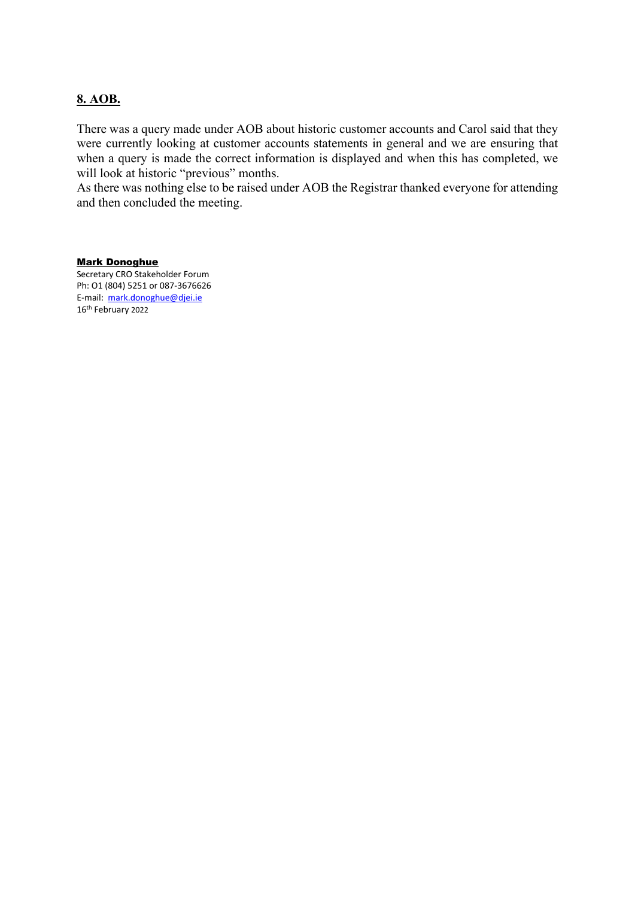## 8. AOB.

There was a query made under AOB about historic customer accounts and Carol said that they were currently looking at customer accounts statements in general and we are ensuring that when a query is made the correct information is displayed and when this has completed, we will look at historic "previous" months.
As there was nothing else to be raised under AOB the Registrar thanked everyone for attending and then concluded the meeting.

**Mark Donoghue**
Secretary CRO Stakeholder Forum
Ph: O1 (804) 5251 or 087-3676626
E-mail: mark.donoghue@djei.ie
16th February 2022